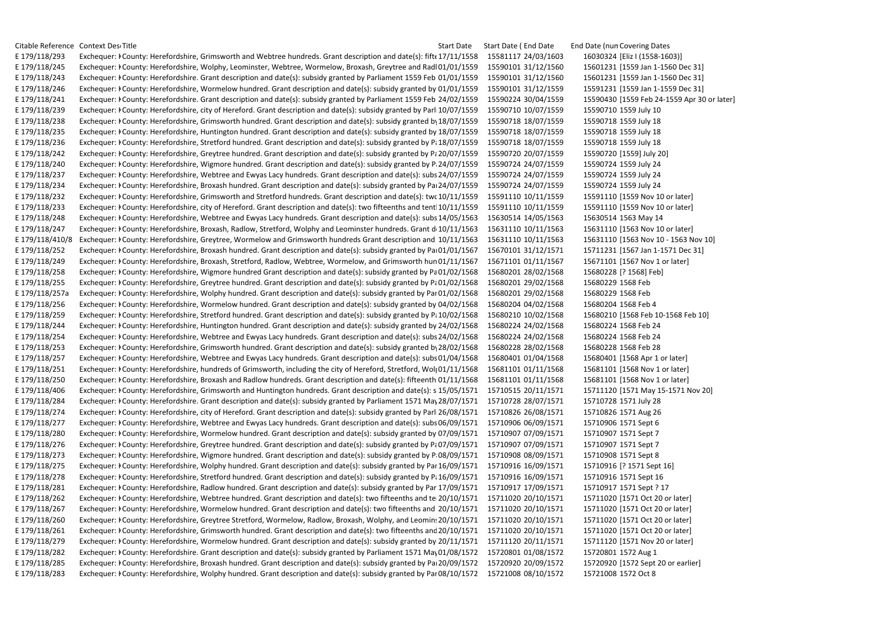| Citable Reference | Context Des | Title | Start Date | Start Date ( | End Date | End Date (num | Covering Dates |
|---|---|---|---|---|---|---|---|
| E 179/118/293 | Exchequer: K | County: Herefordshire, Grimsworth and Webtree hundreds. Grant description and date(s): fifte | 17/11/1558 | 15581117 | 24/03/1603 | 16030324 | [Eliz I (1558-1603)] |
| E 179/118/245 | Exchequer: K | County: Herefordshire, Wolphy, Leominster, Webtree, Wormelow, Broxash, Greytree and Radl | 01/01/1559 | 15590101 | 31/12/1560 | 15601231 | [1559 Jan 1-1560 Dec 31] |
| E 179/118/243 | Exchequer: K | County: Herefordshire. Grant description and date(s): subsidy granted by Parliament 1559 Feb | 01/01/1559 | 15590101 | 31/12/1560 | 15601231 | [1559 Jan 1-1560 Dec 31] |
| E 179/118/246 | Exchequer: K | County: Herefordshire, Wormelow hundred. Grant description and date(s): subsidy granted by | 01/01/1559 | 15590101 | 31/12/1559 | 15591231 | [1559 Jan 1-1559 Dec 31] |
| E 179/118/241 | Exchequer: K | County: Herefordshire. Grant description and date(s): subsidy granted by Parliament 1559 Feb | 24/02/1559 | 15590224 | 30/04/1559 | 15590430 | [1559 Feb 24-1559 Apr 30 or later] |
| E 179/118/239 | Exchequer: K | County: Herefordshire, city of Hereford. Grant description and date(s): subsidy granted by Parl | 10/07/1559 | 15590710 | 10/07/1559 | 15590710 | 1559 July 10 |
| E 179/118/238 | Exchequer: K | County: Herefordshire, Grimsworth hundred. Grant description and date(s): subsidy granted b | 18/07/1559 | 15590718 | 18/07/1559 | 15590718 | 1559 July 18 |
| E 179/118/235 | Exchequer: K | County: Herefordshire, Huntington hundred. Grant description and date(s): subsidy granted by | 18/07/1559 | 15590718 | 18/07/1559 | 15590718 | 1559 July 18 |
| E 179/118/236 | Exchequer: K | County: Herefordshire, Stretford hundred. Grant description and date(s): subsidy granted by P | 18/07/1559 | 15590718 | 18/07/1559 | 15590718 | 1559 July 18 |
| E 179/118/242 | Exchequer: K | County: Herefordshire, Greytree hundred. Grant description and date(s): subsidy granted by P | 20/07/1559 | 15590720 | 20/07/1559 | 15590720 | [1559] July 20] |
| E 179/118/240 | Exchequer: K | County: Herefordshire, Wigmore hundred. Grant description and date(s): subsidy granted by P | 24/07/1559 | 15590724 | 24/07/1559 | 15590724 | 1559 July 24 |
| E 179/118/237 | Exchequer: K | County: Herefordshire, Webtree and Ewyas Lacy hundreds. Grant description and date(s): subs | 24/07/1559 | 15590724 | 24/07/1559 | 15590724 | 1559 July 24 |
| E 179/118/234 | Exchequer: K | County: Herefordshire, Broxash hundred. Grant description and date(s): subsidy granted by Pa | 24/07/1559 | 15590724 | 24/07/1559 | 15590724 | 1559 July 24 |
| E 179/118/232 | Exchequer: K | County: Herefordshire, Grimsworth and Stretford hundreds. Grant description and date(s): tw | 10/11/1559 | 15591110 | 10/11/1559 | 15591110 | [1559 Nov 10 or later] |
| E 179/118/233 | Exchequer: K | County: Herefordshire, city of Hereford. Grant description and date(s): two fifteenths and tent | 10/11/1559 | 15591110 | 10/11/1559 | 15591110 | [1559 Nov 10 or later] |
| E 179/118/248 | Exchequer: K | County: Herefordshire, Webtree and Ewyas Lacy hundreds. Grant description and date(s): subs | 14/05/1563 | 15630514 | 14/05/1563 | 15630514 | 1563 May 14 |
| E 179/118/247 | Exchequer: K | County: Herefordshire, Broxash, Radlow, Stretford, Wolphy and Leominster hundreds. Grant d | 10/11/1563 | 15631110 | 10/11/1563 | 15631110 | [1563 Nov 10 or later] |
| E 179/118/410/8 | Exchequer: K | County: Herefordshire, Greytree, Wormelow and Grimsworth hundreds Grant description and | 10/11/1563 | 15631110 | 10/11/1563 | 15631110 | [1563 Nov 10 - 1563 Nov 10] |
| E 179/118/252 | Exchequer: K | County: Herefordshire, Broxash hundred. Grant description and date(s): subsidy granted by Pa | 01/01/1567 | 15670101 | 31/12/1571 | 15711231 | [1567 Jan 1-1571 Dec 31] |
| E 179/118/249 | Exchequer: K | County: Herefordshire, Broxash, Stretford, Radlow, Webtree, Wormelow, and Grimsworth hun | 01/11/1567 | 15671101 | 01/11/1567 | 15671101 | [1567 Nov 1 or later] |
| E 179/118/258 | Exchequer: K | County: Herefordshire, Wigmore hundred Grant description and date(s): subsidy granted by Pa | 01/02/1568 | 15680201 | 28/02/1568 | 15680228 | [? 1568] Feb] |
| E 179/118/255 | Exchequer: K | County: Herefordshire, Greytree hundred. Grant description and date(s): subsidy granted by P | 01/02/1568 | 15680201 | 29/02/1568 | 15680229 | 1568 Feb |
| E 179/118/257a | Exchequer: K | County: Herefordshire, Wolphy hundred. Grant description and date(s): subsidy granted by Par | 01/02/1568 | 15680201 | 29/02/1568 | 15680229 | 1568 Feb |
| E 179/118/256 | Exchequer: K | County: Herefordshire, Wormelow hundred. Grant description and date(s): subsidy granted by | 04/02/1568 | 15680204 | 04/02/1568 | 15680204 | 1568 Feb 4 |
| E 179/118/259 | Exchequer: K | County: Herefordshire, Stretford hundred. Grant description and date(s): subsidy granted by P | 10/02/1568 | 15680210 | 10/02/1568 | 15680210 | [1568 Feb 10-1568 Feb 10] |
| E 179/118/244 | Exchequer: K | County: Herefordshire, Huntington hundred. Grant description and date(s): subsidy granted by | 24/02/1568 | 15680224 | 24/02/1568 | 15680224 | 1568 Feb 24 |
| E 179/118/254 | Exchequer: K | County: Herefordshire, Webtree and Ewyas Lacy hundreds. Grant description and date(s): subs | 24/02/1568 | 15680224 | 24/02/1568 | 15680224 | 1568 Feb 24 |
| E 179/118/253 | Exchequer: K | County: Herefordshire, Grimsworth hundred. Grant description and date(s): subsidy granted b | 28/02/1568 | 15680228 | 28/02/1568 | 15680228 | 1568 Feb 28 |
| E 179/118/257 | Exchequer: K | County: Herefordshire, Webtree and Ewyas Lacy hundreds. Grant description and date(s): subs | 01/04/1568 | 15680401 | 01/04/1568 | 15680401 | [1568 Apr 1 or later] |
| E 179/118/251 | Exchequer: K | County: Herefordshire, hundreds of Grimsworth, including the city of Hereford, Stretford, Wol | 01/11/1568 | 15681101 | 01/11/1568 | 15681101 | [1568 Nov 1 or later] |
| E 179/118/250 | Exchequer: K | County: Herefordshire, Broxash and Radlow hundreds. Grant description and date(s): fifteenth | 01/11/1568 | 15681101 | 01/11/1568 | 15681101 | [1568 Nov 1 or later] |
| E 179/118/406 | Exchequer: K | County: Herefordshire, Grimsworth and Huntington hundreds. Grant description and date(s): s | 15/05/1571 | 15710515 | 20/11/1571 | 15711120 | [1571 May 15-1571 Nov 20] |
| E 179/118/284 | Exchequer: K | County: Herefordshire. Grant description and date(s): subsidy granted by Parliament 1571 May | 28/07/1571 | 15710728 | 28/07/1571 | 15710728 | 1571 July 28 |
| E 179/118/274 | Exchequer: K | County: Herefordshire, city of Hereford. Grant description and date(s): subsidy granted by Parl | 26/08/1571 | 15710826 | 26/08/1571 | 15710826 | 1571 Aug 26 |
| E 179/118/277 | Exchequer: K | County: Herefordshire, Webtree and Ewyas Lacy hundreds. Grant description and date(s): subs | 06/09/1571 | 15710906 | 06/09/1571 | 15710906 | 1571 Sept 6 |
| E 179/118/280 | Exchequer: K | County: Herefordshire, Wormelow hundred. Grant description and date(s): subsidy granted by | 07/09/1571 | 15710907 | 07/09/1571 | 15710907 | 1571 Sept 7 |
| E 179/118/276 | Exchequer: K | County: Herefordshire, Greytree hundred. Grant description and date(s): subsidy granted by P | 07/09/1571 | 15710907 | 07/09/1571 | 15710907 | 1571 Sept 7 |
| E 179/118/273 | Exchequer: K | County: Herefordshire, Wigmore hundred. Grant description and date(s): subsidy granted by P | 08/09/1571 | 15710908 | 08/09/1571 | 15710908 | 1571 Sept 8 |
| E 179/118/275 | Exchequer: K | County: Herefordshire, Wolphy hundred. Grant description and date(s): subsidy granted by Par | 16/09/1571 | 15710916 | 16/09/1571 | 15710916 | [? 1571 Sept 16] |
| E 179/118/278 | Exchequer: K | County: Herefordshire, Stretford hundred. Grant description and date(s): subsidy granted by P | 16/09/1571 | 15710916 | 16/09/1571 | 15710916 | 1571 Sept 16 |
| E 179/118/281 | Exchequer: K | County: Herefordshire, Radlow hundred. Grant description and date(s): subsidy granted by Par | 17/09/1571 | 15710917 | 17/09/1571 | 15710917 | 1571 Sept ? 17 |
| E 179/118/262 | Exchequer: K | County: Herefordshire, Webtree hundred. Grant description and date(s): two fifteenths and te | 20/10/1571 | 15711020 | 20/10/1571 | 15711020 | [1571 Oct 20 or later] |
| E 179/118/267 | Exchequer: K | County: Herefordshire, Wormelow hundred. Grant description and date(s): two fifteenths and | 20/10/1571 | 15711020 | 20/10/1571 | 15711020 | [1571 Oct 20 or later] |
| E 179/118/260 | Exchequer: K | County: Herefordshire, Greytree Stretford, Wormelow, Radlow, Broxash, Wolphy, and Leomin | 20/10/1571 | 15711020 | 20/10/1571 | 15711020 | [1571 Oct 20 or later] |
| E 179/118/261 | Exchequer: K | County: Herefordshire, Grimsworth hundred. Grant description and date(s): two fifteenths and | 20/10/1571 | 15711020 | 20/10/1571 | 15711020 | [1571 Oct 20 or later] |
| E 179/118/279 | Exchequer: K | County: Herefordshire, Wormelow hundred. Grant description and date(s): subsidy granted by | 20/11/1571 | 15711120 | 20/11/1571 | 15711120 | [1571 Nov 20 or later] |
| E 179/118/282 | Exchequer: K | County: Herefordshire. Grant description and date(s): subsidy granted by Parliament 1571 May | 01/08/1572 | 15720801 | 01/08/1572 | 15720801 | 1572 Aug 1 |
| E 179/118/285 | Exchequer: K | County: Herefordshire, Broxash hundred. Grant description and date(s): subsidy granted by Pa | 20/09/1572 | 15720920 | 20/09/1572 | 15720920 | [1572 Sept 20 or earlier] |
| E 179/118/283 | Exchequer: K | County: Herefordshire, Wolphy hundred. Grant description and date(s): subsidy granted by Par | 08/10/1572 | 15721008 | 08/10/1572 | 15721008 | 1572 Oct 8 |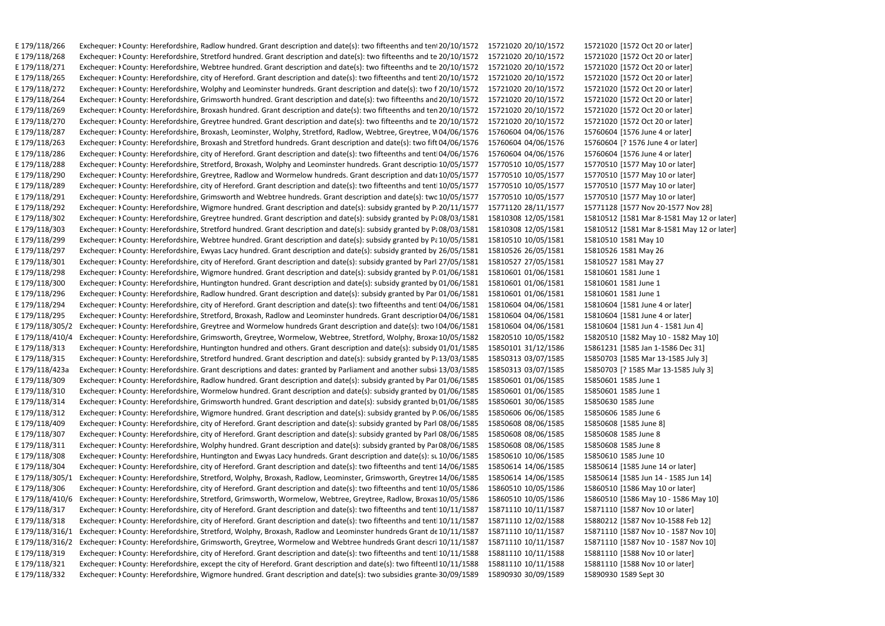| | | | | | |
|---|---|---|---|---|---|
| E 179/118/266 | Exchequer: K County: Herefordshire, Radlow hundred. Grant description and date(s): two fifteenths and ten 20/10/1572 | 15721020 | 20/10/1572 | 15721020 | [1572 Oct 20 or later] |
| E 179/118/268 | Exchequer: K County: Herefordshire, Stretford hundred. Grant description and date(s): two fifteenths and te 20/10/1572 | 15721020 | 20/10/1572 | 15721020 | [1572 Oct 20 or later] |
| E 179/118/271 | Exchequer: K County: Herefordshire, Webtree hundred. Grant description and date(s): two fifteenths and te 20/10/1572 | 15721020 | 20/10/1572 | 15721020 | [1572 Oct 20 or later] |
| E 179/118/265 | Exchequer: K County: Herefordshire, city of Hereford. Grant description and date(s): two fifteenths and tent 20/10/1572 | 15721020 | 20/10/1572 | 15721020 | [1572 Oct 20 or later] |
| E 179/118/272 | Exchequer: K County: Herefordshire, Wolphy and Leominster hundreds. Grant description and date(s): two f 20/10/1572 | 15721020 | 20/10/1572 | 15721020 | [1572 Oct 20 or later] |
| E 179/118/264 | Exchequer: K County: Herefordshire, Grimsworth hundred. Grant description and date(s): two fifteenths and 20/10/1572 | 15721020 | 20/10/1572 | 15721020 | [1572 Oct 20 or later] |
| E 179/118/269 | Exchequer: K County: Herefordshire, Broxash hundred. Grant description and date(s): two fifteenths and ten 20/10/1572 | 15721020 | 20/10/1572 | 15721020 | [1572 Oct 20 or later] |
| E 179/118/270 | Exchequer: K County: Herefordshire, Greytree hundred. Grant description and date(s): two fifteenths and te 20/10/1572 | 15721020 | 20/10/1572 | 15721020 | [1572 Oct 20 or later] |
| E 179/118/287 | Exchequer: K County: Herefordshire, Broxash, Leominster, Wolphy, Stretford, Radlow, Webtree, Greytree, W 04/06/1576 | 15760604 | 04/06/1576 | 15760604 | [1576 June 4 or later] |
| E 179/118/263 | Exchequer: K County: Herefordshire, Broxash and Stretford hundreds. Grant description and date(s): two fift 04/06/1576 | 15760604 | 04/06/1576 | 15760604 | [? 1576 June 4 or later] |
| E 179/118/286 | Exchequer: K County: Herefordshire, city of Hereford. Grant description and date(s): two fifteenths and tent 04/06/1576 | 15760604 | 04/06/1576 | 15760604 | [1576 June 4 or later] |
| E 179/118/288 | Exchequer: K County: Herefordshire, Stretford, Broxash, Wolphy and Leominster hundreds. Grant descriptio 10/05/1577 | 15770510 | 10/05/1577 | 15770510 | [1577 May 10 or later] |
| E 179/118/290 | Exchequer: K County: Herefordshire, Greytree, Radlow and Wormelow hundreds. Grant description and date 10/05/1577 | 15770510 | 10/05/1577 | 15770510 | [1577 May 10 or later] |
| E 179/118/289 | Exchequer: K County: Herefordshire, city of Hereford. Grant description and date(s): two fifteenths and tent 10/05/1577 | 15770510 | 10/05/1577 | 15770510 | [1577 May 10 or later] |
| E 179/118/291 | Exchequer: K County: Herefordshire, Grimsworth and Webtree hundreds. Grant description and date(s): two 10/05/1577 | 15770510 | 10/05/1577 | 15770510 | [1577 May 10 or later] |
| E 179/118/292 | Exchequer: K County: Herefordshire, Wigmore hundred. Grant description and date(s): subsidy granted by P 20/11/1577 | 15771120 | 28/11/1577 | 15771128 | [1577 Nov 20-1577 Nov 28] |
| E 179/118/302 | Exchequer: K County: Herefordshire, Greytree hundred. Grant description and date(s): subsidy granted by Pa 08/03/1581 | 15810308 | 12/05/1581 | 15810512 | [1581 Mar 8-1581 May 12 or later] |
| E 179/118/303 | Exchequer: K County: Herefordshire, Stretford hundred. Grant description and date(s): subsidy granted by Pa 08/03/1581 | 15810308 | 12/05/1581 | 15810512 | [1581 Mar 8-1581 May 12 or later] |
| E 179/118/299 | Exchequer: K County: Herefordshire, Webtree hundred. Grant description and date(s): subsidy granted by Pa 10/05/1581 | 15810510 | 10/05/1581 | 15810510 | 1581 May 10 |
| E 179/118/297 | Exchequer: K County: Herefordshire, Ewyas Lacy hundred. Grant description and date(s): subsidy granted by 26/05/1581 | 15810526 | 26/05/1581 | 15810526 | 1581 May 26 |
| E 179/118/301 | Exchequer: K County: Herefordshire, city of Hereford. Grant description and date(s): subsidy granted by Parl 27/05/1581 | 15810527 | 27/05/1581 | 15810527 | 1581 May 27 |
| E 179/118/298 | Exchequer: K County: Herefordshire, Wigmore hundred. Grant description and date(s): subsidy granted by P 01/06/1581 | 15810601 | 01/06/1581 | 15810601 | 1581 June 1 |
| E 179/118/300 | Exchequer: K County: Herefordshire, Huntington hundred. Grant description and date(s): subsidy granted by 01/06/1581 | 15810601 | 01/06/1581 | 15810601 | 1581 June 1 |
| E 179/118/296 | Exchequer: K County: Herefordshire, Radlow hundred. Grant description and date(s): subsidy granted by Par 01/06/1581 | 15810601 | 01/06/1581 | 15810601 | 1581 June 1 |
| E 179/118/294 | Exchequer: K County: Herefordshire, city of Hereford. Grant description and date(s): two fifteenths and tent 04/06/1581 | 15810604 | 04/06/1581 | 15810604 | [1581 June 4 or later] |
| E 179/118/295 | Exchequer: K County: Herefordshire, Stretford, Broxash, Radlow and Leominster hundreds. Grant descriptior 04/06/1581 | 15810604 | 04/06/1581 | 15810604 | [1581 June 4 or later] |
| E 179/118/305/2 | Exchequer: K County: Herefordshire, Greytree and Wormelow hundreds Grant description and date(s): two 04/06/1581 | 15810604 | 04/06/1581 | 15810604 | [1581 Jun 4 - 1581 Jun 4] |
| E 179/118/410/4 | Exchequer: K County: Herefordshire, Grimsworth, Greytree, Wormelow, Webtree, Stretford, Wolphy, Broxas 10/05/1582 | 15820510 | 10/05/1582 | 15820510 | [1582 May 10 - 1582 May 10] |
| E 179/118/313 | Exchequer: K County: Herefordshire, Huntington hundred and others. Grant description and date(s): subsidy 01/01/1585 | 15850101 | 31/12/1586 | 15861231 | [1585 Jan 1-1586 Dec 31] |
| E 179/118/315 | Exchequer: K County: Herefordshire, Stretford hundred. Grant description and date(s): subsidy granted by Pa 13/03/1585 | 15850313 | 03/07/1585 | 15850703 | [1585 Mar 13-1585 July 3] |
| E 179/118/423a | Exchequer: K County: Herefordshire. Grant descriptions and dates: granted by Parliament and another subsi 13/03/1585 | 15850313 | 03/07/1585 | 15850703 | [? 1585 Mar 13-1585 July 3] |
| E 179/118/309 | Exchequer: K County: Herefordshire, Radlow hundred. Grant description and date(s): subsidy granted by Par 01/06/1585 | 15850601 | 01/06/1585 | 15850601 | 1585 June 1 |
| E 179/118/310 | Exchequer: K County: Herefordshire, Wormelow hundred. Grant description and date(s): subsidy granted by 01/06/1585 | 15850601 | 01/06/1585 | 15850601 | 1585 June 1 |
| E 179/118/314 | Exchequer: K County: Herefordshire, Grimsworth hundred. Grant description and date(s): subsidy granted by 01/06/1585 | 15850601 | 30/06/1585 | 15850630 | 1585 June |
| E 179/118/312 | Exchequer: K County: Herefordshire, Wigmore hundred. Grant description and date(s): subsidy granted by P 06/06/1585 | 15850606 | 06/06/1585 | 15850606 | 1585 June 6 |
| E 179/118/409 | Exchequer: K County: Herefordshire, city of Hereford. Grant description and date(s): subsidy granted by Parl 08/06/1585 | 15850608 | 08/06/1585 | 15850608 | [1585 June 8] |
| E 179/118/307 | Exchequer: K County: Herefordshire, city of Hereford. Grant description and date(s): subsidy granted by Parl 08/06/1585 | 15850608 | 08/06/1585 | 15850608 | 1585 June 8 |
| E 179/118/311 | Exchequer: K County: Herefordshire, Wolphy hundred. Grant description and date(s): subsidy granted by Par 08/06/1585 | 15850608 | 08/06/1585 | 15850608 | 1585 June 8 |
| E 179/118/308 | Exchequer: K County: Herefordshire, Huntington and Ewyas Lacy hundreds. Grant description and date(s): su 10/06/1585 | 15850610 | 10/06/1585 | 15850610 | 1585 June 10 |
| E 179/118/304 | Exchequer: K County: Herefordshire, city of Hereford. Grant description and date(s): two fifteenths and tent 14/06/1585 | 15850614 | 14/06/1585 | 15850614 | [1585 June 14 or later] |
| E 179/118/305/1 | Exchequer: K County: Herefordshire, Stretford, Wolphy, Broxash, Radlow, Leominster, Grimsworth, Greytree 14/06/1585 | 15850614 | 14/06/1585 | 15850614 | [1585 Jun 14 - 1585 Jun 14] |
| E 179/118/306 | Exchequer: K County: Herefordshire, city of Hereford. Grant description and date(s): two fifteenths and tent 10/05/1586 | 15860510 | 10/05/1586 | 15860510 | [1586 May 10 or later] |
| E 179/118/410/6 | Exchequer: K County: Herefordshire, Stretford, Grimsworth, Wormelow, Webtree, Greytree, Radlow, Broxas 10/05/1586 | 15860510 | 10/05/1586 | 15860510 | [1586 May 10 - 1586 May 10] |
| E 179/118/317 | Exchequer: K County: Herefordshire, city of Hereford. Grant description and date(s): two fifteenths and tent 10/11/1587 | 15871110 | 10/11/1587 | 15871110 | [1587 Nov 10 or later] |
| E 179/118/318 | Exchequer: K County: Herefordshire, city of Hereford. Grant description and date(s): two fifteenths and tent 10/11/1587 | 15871110 | 12/02/1588 | 15880212 | [1587 Nov 10-1588 Feb 12] |
| E 179/118/316/1 | Exchequer: K County: Herefordshire, Stretford, Wolphy, Broxash, Radlow and Leominster hundreds Grant de 10/11/1587 | 15871110 | 10/11/1587 | 15871110 | [1587 Nov 10 - 1587 Nov 10] |
| E 179/118/316/2 | Exchequer: K County: Herefordshire, Grimsworth, Greytree, Wormelow and Webtree hundreds Grant descri 10/11/1587 | 15871110 | 10/11/1587 | 15871110 | [1587 Nov 10 - 1587 Nov 10] |
| E 179/118/319 | Exchequer: K County: Herefordshire, city of Hereford. Grant description and date(s): two fifteenths and tent 10/11/1588 | 15881110 | 10/11/1588 | 15881110 | [1588 Nov 10 or later] |
| E 179/118/321 | Exchequer: K County: Herefordshire, except the city of Hereford. Grant description and date(s): two fifteent 10/11/1588 | 15881110 | 10/11/1588 | 15881110 | [1588 Nov 10 or later] |
| E 179/118/332 | Exchequer: K County: Herefordshire, Wigmore hundred. Grant description and date(s): two subsidies grante 30/09/1589 | 15890930 | 30/09/1589 | 15890930 | 1589 Sept 30 |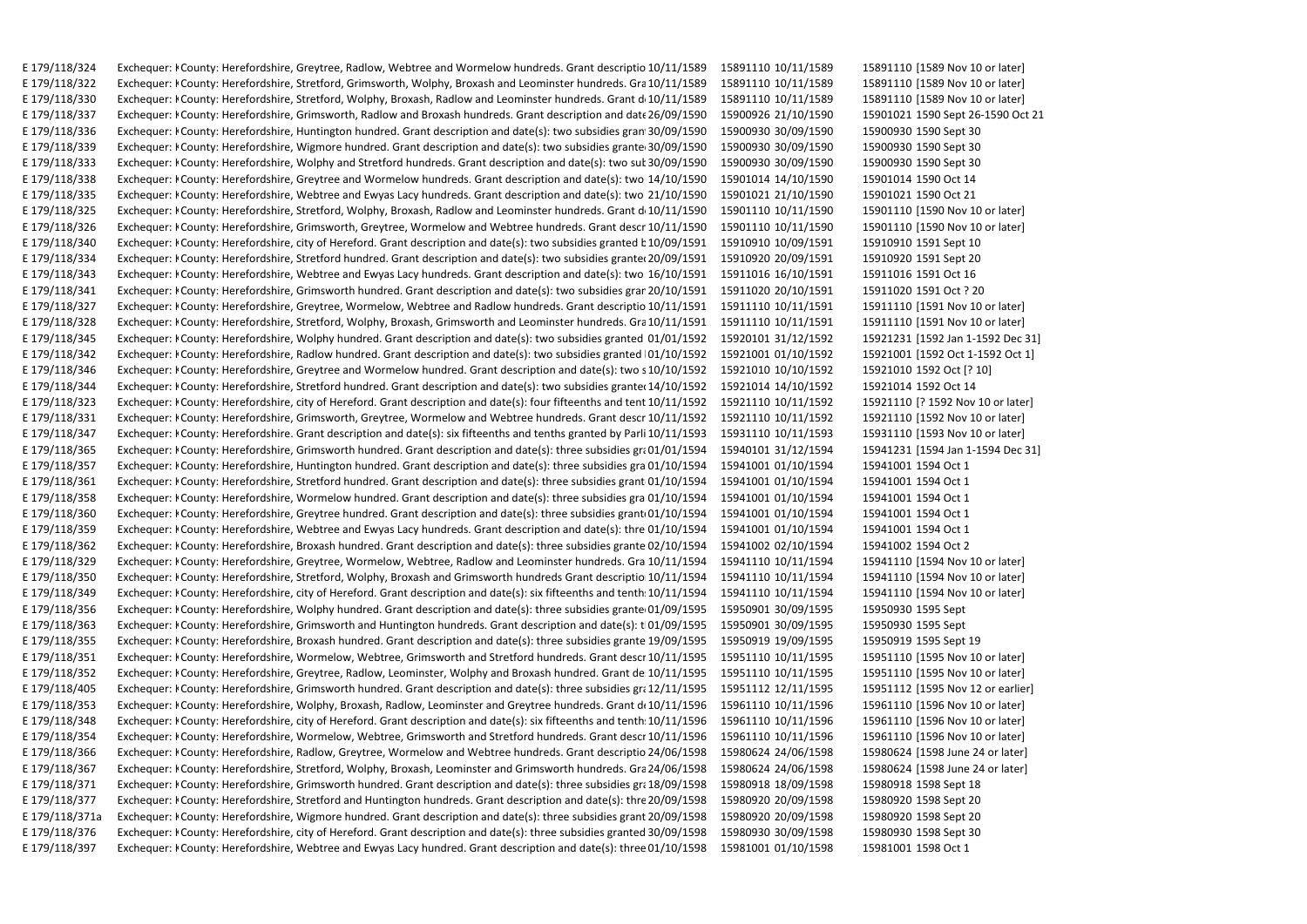| | | | | | | |
|---|---|---|---|---|---|---|
| E 179/118/324 | Exchequer: K | County: Herefordshire, Greytree, Radlow, Webtree and Wormelow hundreds. Grant descriptio | 10/11/1589 | 15891110 | 10/11/1589 | 15891110 [1589 Nov 10 or later] |
| E 179/118/322 | Exchequer: K | County: Herefordshire, Stretford, Grimsworth, Wolphy, Broxash and Leominster hundreds. Gra | 10/11/1589 | 15891110 | 10/11/1589 | 15891110 [1589 Nov 10 or later] |
| E 179/118/330 | Exchequer: K | County: Herefordshire, Stretford, Wolphy, Broxash, Radlow and Leominster hundreds. Grant d | 10/11/1589 | 15891110 | 10/11/1589 | 15891110 [1589 Nov 10 or later] |
| E 179/118/337 | Exchequer: K | County: Herefordshire, Grimsworth, Radlow and Broxash hundreds. Grant description and date | 26/09/1590 | 15900926 | 21/10/1590 | 15901021 1590 Sept 26-1590 Oct 21 |
| E 179/118/336 | Exchequer: K | County: Herefordshire, Huntington hundred. Grant description and date(s): two subsidies gran | 30/09/1590 | 15900930 | 30/09/1590 | 15900930 1590 Sept 30 |
| E 179/118/339 | Exchequer: K | County: Herefordshire, Wigmore hundred. Grant description and date(s): two subsidies grante | 30/09/1590 | 15900930 | 30/09/1590 | 15900930 1590 Sept 30 |
| E 179/118/333 | Exchequer: K | County: Herefordshire, Wolphy and Stretford hundreds. Grant description and date(s): two sub | 30/09/1590 | 15900930 | 30/09/1590 | 15900930 1590 Sept 30 |
| E 179/118/338 | Exchequer: K | County: Herefordshire, Greytree and Wormelow hundreds. Grant description and date(s): two | 14/10/1590 | 15901014 | 14/10/1590 | 15901014 1590 Oct 14 |
| E 179/118/335 | Exchequer: K | County: Herefordshire, Webtree and Ewyas Lacy hundreds. Grant description and date(s): two | 21/10/1590 | 15901021 | 21/10/1590 | 15901021 1590 Oct 21 |
| E 179/118/325 | Exchequer: K | County: Herefordshire, Stretford, Wolphy, Broxash, Radlow and Leominster hundreds. Grant d | 10/11/1590 | 15901110 | 10/11/1590 | 15901110 [1590 Nov 10 or later] |
| E 179/118/326 | Exchequer: K | County: Herefordshire, Grimsworth, Greytree, Wormelow and Webtree hundreds. Grant descr | 10/11/1590 | 15901110 | 10/11/1590 | 15901110 [1590 Nov 10 or later] |
| E 179/118/340 | Exchequer: K | County: Herefordshire, city of Hereford. Grant description and date(s): two subsidies granted b | 10/09/1591 | 15910910 | 10/09/1591 | 15910910 1591 Sept 10 |
| E 179/118/334 | Exchequer: K | County: Herefordshire, Stretford hundred. Grant description and date(s): two subsidies grante | 20/09/1591 | 15910920 | 20/09/1591 | 15910920 1591 Sept 20 |
| E 179/118/343 | Exchequer: K | County: Herefordshire, Webtree and Ewyas Lacy hundreds. Grant description and date(s): two | 16/10/1591 | 15911016 | 16/10/1591 | 15911016 1591 Oct 16 |
| E 179/118/341 | Exchequer: K | County: Herefordshire, Grimsworth hundred. Grant description and date(s): two subsidies gran | 20/10/1591 | 15911020 | 20/10/1591 | 15911020 1591 Oct ? 20 |
| E 179/118/327 | Exchequer: K | County: Herefordshire, Greytree, Wormelow, Webtree and Radlow hundreds. Grant descriptio | 10/11/1591 | 15911110 | 10/11/1591 | 15911110 [1591 Nov 10 or later] |
| E 179/118/328 | Exchequer: K | County: Herefordshire, Stretford, Wolphy, Broxash, Grimsworth and Leominster hundreds. Gra | 10/11/1591 | 15911110 | 10/11/1591 | 15911110 [1591 Nov 10 or later] |
| E 179/118/345 | Exchequer: K | County: Herefordshire, Wolphy hundred. Grant description and date(s): two subsidies granted | 01/01/1592 | 15920101 | 31/12/1592 | 15921231 [1592 Jan 1-1592 Dec 31] |
| E 179/118/342 | Exchequer: K | County: Herefordshire, Radlow hundred. Grant description and date(s): two subsidies granted | 01/10/1592 | 15921001 | 01/10/1592 | 15921001 [1592 Oct 1-1592 Oct 1] |
| E 179/118/346 | Exchequer: K | County: Herefordshire, Greytree and Wormelow hundred. Grant description and date(s): two s | 10/10/1592 | 15921010 | 10/10/1592 | 15921010 1592 Oct [? 10] |
| E 179/118/344 | Exchequer: K | County: Herefordshire, Stretford hundred. Grant description and date(s): two subsidies grante | 14/10/1592 | 15921014 | 14/10/1592 | 15921014 1592 Oct 14 |
| E 179/118/323 | Exchequer: K | County: Herefordshire, city of Hereford. Grant description and date(s): four fifteenths and tent | 10/11/1592 | 15921110 | 10/11/1592 | 15921110 [? 1592 Nov 10 or later] |
| E 179/118/331 | Exchequer: K | County: Herefordshire, Grimsworth, Greytree, Wormelow and Webtree hundreds. Grant descr | 10/11/1592 | 15921110 | 10/11/1592 | 15921110 [1592 Nov 10 or later] |
| E 179/118/347 | Exchequer: K | County: Herefordshire. Grant description and date(s): six fifteenths and tenths granted by Parli | 10/11/1593 | 15931110 | 10/11/1593 | 15931110 [1593 Nov 10 or later] |
| E 179/118/365 | Exchequer: K | County: Herefordshire, Grimsworth hundred. Grant description and date(s): three subsidies gra | 01/01/1594 | 15940101 | 31/12/1594 | 15941231 [1594 Jan 1-1594 Dec 31] |
| E 179/118/357 | Exchequer: K | County: Herefordshire, Huntington hundred. Grant description and date(s): three subsidies gra | 01/10/1594 | 15941001 | 01/10/1594 | 15941001 1594 Oct 1 |
| E 179/118/361 | Exchequer: K | County: Herefordshire, Stretford hundred. Grant description and date(s): three subsidies grant | 01/10/1594 | 15941001 | 01/10/1594 | 15941001 1594 Oct 1 |
| E 179/118/358 | Exchequer: K | County: Herefordshire, Wormelow hundred. Grant description and date(s): three subsidies gra | 01/10/1594 | 15941001 | 01/10/1594 | 15941001 1594 Oct 1 |
| E 179/118/360 | Exchequer: K | County: Herefordshire, Greytree hundred. Grant description and date(s): three subsidies grant | 01/10/1594 | 15941001 | 01/10/1594 | 15941001 1594 Oct 1 |
| E 179/118/359 | Exchequer: K | County: Herefordshire, Webtree and Ewyas Lacy hundreds. Grant description and date(s): thre | 01/10/1594 | 15941001 | 01/10/1594 | 15941001 1594 Oct 1 |
| E 179/118/362 | Exchequer: K | County: Herefordshire, Broxash hundred. Grant description and date(s): three subsidies grante | 02/10/1594 | 15941002 | 02/10/1594 | 15941002 1594 Oct 2 |
| E 179/118/329 | Exchequer: K | County: Herefordshire, Greytree, Wormelow, Webtree, Radlow and Leominster hundreds. Gra | 10/11/1594 | 15941110 | 10/11/1594 | 15941110 [1594 Nov 10 or later] |
| E 179/118/350 | Exchequer: K | County: Herefordshire, Stretford, Wolphy, Broxash and Grimsworth hundreds Grant descriptio | 10/11/1594 | 15941110 | 10/11/1594 | 15941110 [1594 Nov 10 or later] |
| E 179/118/349 | Exchequer: K | County: Herefordshire, city of Hereford. Grant description and date(s): six fifteenths and tenth | 10/11/1594 | 15941110 | 10/11/1594 | 15941110 [1594 Nov 10 or later] |
| E 179/118/356 | Exchequer: K | County: Herefordshire, Wolphy hundred. Grant description and date(s): three subsidies grante | 01/09/1595 | 15950901 | 30/09/1595 | 15950930 1595 Sept |
| E 179/118/363 | Exchequer: K | County: Herefordshire, Grimsworth and Huntington hundreds. Grant description and date(s): t | 01/09/1595 | 15950901 | 30/09/1595 | 15950930 1595 Sept |
| E 179/118/355 | Exchequer: K | County: Herefordshire, Broxash hundred. Grant description and date(s): three subsidies grante | 19/09/1595 | 15950919 | 19/09/1595 | 15950919 1595 Sept 19 |
| E 179/118/351 | Exchequer: K | County: Herefordshire, Wormelow, Webtree, Grimsworth and Stretford hundreds. Grant descr | 10/11/1595 | 15951110 | 10/11/1595 | 15951110 [1595 Nov 10 or later] |
| E 179/118/352 | Exchequer: K | County: Herefordshire, Greytree, Radlow, Leominster, Wolphy and Broxash hundred. Grant de | 10/11/1595 | 15951110 | 10/11/1595 | 15951110 [1595 Nov 10 or later] |
| E 179/118/405 | Exchequer: K | County: Herefordshire, Grimsworth hundred. Grant description and date(s): three subsidies gra | 12/11/1595 | 15951112 | 12/11/1595 | 15951112 [1595 Nov 12 or earlier] |
| E 179/118/353 | Exchequer: K | County: Herefordshire, Wolphy, Broxash, Radlow, Leominster and Greytree hundreds. Grant de | 10/11/1596 | 15961110 | 10/11/1596 | 15961110 [1596 Nov 10 or later] |
| E 179/118/348 | Exchequer: K | County: Herefordshire, city of Hereford. Grant description and date(s): six fifteenths and tenth | 10/11/1596 | 15961110 | 10/11/1596 | 15961110 [1596 Nov 10 or later] |
| E 179/118/354 | Exchequer: K | County: Herefordshire, Wormelow, Webtree, Grimsworth and Stretford hundreds. Grant descr | 10/11/1596 | 15961110 | 10/11/1596 | 15961110 [1596 Nov 10 or later] |
| E 179/118/366 | Exchequer: K | County: Herefordshire, Radlow, Greytree, Wormelow and Webtree hundreds. Grant descriptio | 24/06/1598 | 15980624 | 24/06/1598 | 15980624 [1598 June 24 or later] |
| E 179/118/367 | Exchequer: K | County: Herefordshire, Stretford, Wolphy, Broxash, Leominster and Grimsworth hundreds. Gra | 24/06/1598 | 15980624 | 24/06/1598 | 15980624 [1598 June 24 or later] |
| E 179/118/371 | Exchequer: K | County: Herefordshire, Grimsworth hundred. Grant description and date(s): three subsidies gra | 18/09/1598 | 15980918 | 18/09/1598 | 15980918 1598 Sept 18 |
| E 179/118/377 | Exchequer: K | County: Herefordshire, Stretford and Huntington hundreds. Grant description and date(s): thre | 20/09/1598 | 15980920 | 20/09/1598 | 15980920 1598 Sept 20 |
| E 179/118/371a | Exchequer: K | County: Herefordshire, Wigmore hundred. Grant description and date(s): three subsidies grant | 20/09/1598 | 15980920 | 20/09/1598 | 15980920 1598 Sept 20 |
| E 179/118/376 | Exchequer: K | County: Herefordshire, city of Hereford. Grant description and date(s): three subsidies granted | 30/09/1598 | 15980930 | 30/09/1598 | 15980930 1598 Sept 30 |
| E 179/118/397 | Exchequer: K | County: Herefordshire, Webtree and Ewyas Lacy hundred. Grant description and date(s): three | 01/10/1598 | 15981001 | 01/10/1598 | 15981001 1598 Oct 1 |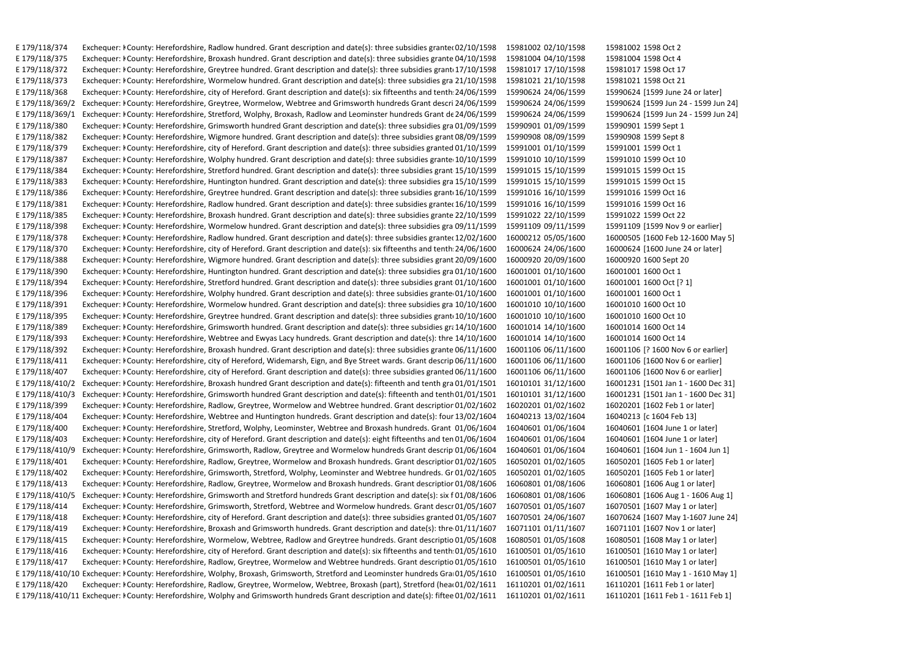| | | | | | | |
|---|---|---|---|---|---|---|
| E 179/118/374 | Exchequer: K | County: Herefordshire, Radlow hundred. Grant description and date(s): three subsidies grante | 02/10/1598 | 15981002 | 02/10/1598 | 15981002 1598 Oct 2 |
| E 179/118/375 | Exchequer: K | County: Herefordshire, Broxash hundred. Grant description and date(s): three subsidies grante | 04/10/1598 | 15981004 | 04/10/1598 | 15981004 1598 Oct 4 |
| E 179/118/372 | Exchequer: K | County: Herefordshire, Greytree hundred. Grant description and date(s): three subsidies grant | 17/10/1598 | 15981017 | 17/10/1598 | 15981017 1598 Oct 17 |
| E 179/118/373 | Exchequer: K | County: Herefordshire, Wormelow hundred. Grant description and date(s): three subsidies gra | 21/10/1598 | 15981021 | 21/10/1598 | 15981021 1598 Oct 21 |
| E 179/118/368 | Exchequer: K | County: Herefordshire, city of Hereford. Grant description and date(s): six fifteenths and tenth | 24/06/1599 | 15990624 | 24/06/1599 | 15990624 [1599 June 24 or later] |
| E 179/118/369/2 | Exchequer: K | County: Herefordshire, Greytree, Wormelow, Webtree and Grimsworth hundreds Grant descri | 24/06/1599 | 15990624 | 24/06/1599 | 15990624 [1599 Jun 24 - 1599 Jun 24] |
| E 179/118/369/1 | Exchequer: K | County: Herefordshire, Stretford, Wolphy, Broxash, Radlow and Leominster hundreds Grant de | 24/06/1599 | 15990624 | 24/06/1599 | 15990624 [1599 Jun 24 - 1599 Jun 24] |
| E 179/118/380 | Exchequer: K | County: Herefordshire, Grimsworth hundred Grant description and date(s): three subsidies gra | 01/09/1599 | 15990901 | 01/09/1599 | 15990901 1599 Sept 1 |
| E 179/118/382 | Exchequer: K | County: Herefordshire, Wigmore hundred. Grant description and date(s): three subsidies grant | 08/09/1599 | 15990908 | 08/09/1599 | 15990908 1599 Sept 8 |
| E 179/118/379 | Exchequer: K | County: Herefordshire, city of Hereford. Grant description and date(s): three subsidies granted | 01/10/1599 | 15991001 | 01/10/1599 | 15991001 1599 Oct 1 |
| E 179/118/387 | Exchequer: K | County: Herefordshire, Wolphy hundred. Grant description and date(s): three subsidies grante | 10/10/1599 | 15991010 | 10/10/1599 | 15991010 1599 Oct 10 |
| E 179/118/384 | Exchequer: K | County: Herefordshire, Stretford hundred. Grant description and date(s): three subsidies grant | 15/10/1599 | 15991015 | 15/10/1599 | 15991015 1599 Oct 15 |
| E 179/118/383 | Exchequer: K | County: Herefordshire, Huntington hundred. Grant description and date(s): three subsidies gra | 15/10/1599 | 15991015 | 15/10/1599 | 15991015 1599 Oct 15 |
| E 179/118/386 | Exchequer: K | County: Herefordshire, Greytree hundred. Grant description and date(s): three subsidies grant | 16/10/1599 | 15991016 | 16/10/1599 | 15991016 1599 Oct 16 |
| E 179/118/381 | Exchequer: K | County: Herefordshire, Radlow hundred. Grant description and date(s): three subsidies grante | 16/10/1599 | 15991016 | 16/10/1599 | 15991016 1599 Oct 16 |
| E 179/118/385 | Exchequer: K | County: Herefordshire, Broxash hundred. Grant description and date(s): three subsidies grante | 22/10/1599 | 15991022 | 22/10/1599 | 15991022 1599 Oct 22 |
| E 179/118/398 | Exchequer: K | County: Herefordshire, Wormelow hundred. Grant description and date(s): three subsidies gra | 09/11/1599 | 15991109 | 09/11/1599 | 15991109 [1599 Nov 9 or earlier] |
| E 179/118/378 | Exchequer: K | County: Herefordshire, Radlow hundred. Grant description and date(s): three subsidies grante | 12/02/1600 | 16000212 | 05/05/1600 | 16000505 [1600 Feb 12-1600 May 5] |
| E 179/118/370 | Exchequer: K | County: Herefordshire, city of Hereford. Grant description and date(s): six fifteenths and tenth | 24/06/1600 | 16000624 | 24/06/1600 | 16000624 [1600 June 24 or later] |
| E 179/118/388 | Exchequer: K | County: Herefordshire, Wigmore hundred. Grant description and date(s): three subsidies grant | 20/09/1600 | 16000920 | 20/09/1600 | 16000920 1600 Sept 20 |
| E 179/118/390 | Exchequer: K | County: Herefordshire, Huntington hundred. Grant description and date(s): three subsidies gra | 01/10/1600 | 16001001 | 01/10/1600 | 16001001 1600 Oct 1 |
| E 179/118/394 | Exchequer: K | County: Herefordshire, Stretford hundred. Grant description and date(s): three subsidies grant | 01/10/1600 | 16001001 | 01/10/1600 | 16001001 1600 Oct [? 1] |
| E 179/118/396 | Exchequer: K | County: Herefordshire, Wolphy hundred. Grant description and date(s): three subsidies grante | 01/10/1600 | 16001001 | 01/10/1600 | 16001001 1600 Oct 1 |
| E 179/118/391 | Exchequer: K | County: Herefordshire, Wormelow hundred. Grant description and date(s): three subsidies gra | 10/10/1600 | 16001010 | 10/10/1600 | 16001010 1600 Oct 10 |
| E 179/118/395 | Exchequer: K | County: Herefordshire, Greytree hundred. Grant description and date(s): three subsidies grant | 10/10/1600 | 16001010 | 10/10/1600 | 16001010 1600 Oct 10 |
| E 179/118/389 | Exchequer: K | County: Herefordshire, Grimsworth hundred. Grant description and date(s): three subsidies gr | 14/10/1600 | 16001014 | 14/10/1600 | 16001014 1600 Oct 14 |
| E 179/118/393 | Exchequer: K | County: Herefordshire, Webtree and Ewyas Lacy hundreds. Grant description and date(s): thre | 14/10/1600 | 16001014 | 14/10/1600 | 16001014 1600 Oct 14 |
| E 179/118/392 | Exchequer: K | County: Herefordshire, Broxash hundred. Grant description and date(s): three subsidies grante | 06/11/1600 | 16001106 | 06/11/1600 | 16001106 [? 1600 Nov 6 or earlier] |
| E 179/118/411 | Exchequer: K | County: Herefordshire, city of Hereford, Widemarsh, Eign, and Bye Street wards. Grant descrip | 06/11/1600 | 16001106 | 06/11/1600 | 16001106 [1600 Nov 6 or earlier] |
| E 179/118/407 | Exchequer: K | County: Herefordshire, city of Hereford. Grant description and date(s): three subsidies granted | 06/11/1600 | 16001106 | 06/11/1600 | 16001106 [1600 Nov 6 or earlier] |
| E 179/118/410/2 | Exchequer: K | County: Herefordshire, Broxash hundred Grant description and date(s): fifteenth and tenth gra | 01/01/1501 | 16010101 | 31/12/1600 | 16001231 [1501 Jan 1 - 1600 Dec 31] |
| E 179/118/410/3 | Exchequer: K | County: Herefordshire, Grimsworth hundred Grant description and date(s): fifteenth and tenth | 01/01/1501 | 16010101 | 31/12/1600 | 16001231 [1501 Jan 1 - 1600 Dec 31] |
| E 179/118/399 | Exchequer: K | County: Herefordshire, Radlow, Greytree, Wormelow and Webtree hundred. Grant descriptior | 01/02/1602 | 16020201 | 01/02/1602 | 16020201 [1602 Feb 1 or later] |
| E 179/118/404 | Exchequer: K | County: Herefordshire, Webtree and Huntington hundreds. Grant description and date(s): four | 13/02/1604 | 16040213 | 13/02/1604 | 16040213 [c 1604 Feb 13] |
| E 179/118/400 | Exchequer: K | County: Herefordshire, Stretford, Wolphy, Leominster, Webtree and Broxash hundreds. Grant | 01/06/1604 | 16040601 | 01/06/1604 | 16040601 [1604 June 1 or later] |
| E 179/118/403 | Exchequer: K | County: Herefordshire, city of Hereford. Grant description and date(s): eight fifteenths and ten | 01/06/1604 | 16040601 | 01/06/1604 | 16040601 [1604 June 1 or later] |
| E 179/118/410/9 | Exchequer: K | County: Herefordshire, Grimsworth, Radlow, Greytree and Wormelow hundreds Grant descrip | 01/06/1604 | 16040601 | 01/06/1604 | 16040601 [1604 Jun 1 - 1604 Jun 1] |
| E 179/118/401 | Exchequer: K | County: Herefordshire, Radlow, Greytree, Wormelow and Broxash hundreds. Grant descriptior | 01/02/1605 | 16050201 | 01/02/1605 | 16050201 [1605 Feb 1 or later] |
| E 179/118/402 | Exchequer: K | County: Herefordshire, Grimsworth, Stretford, Wolphy, Leominster and Webtree hundreds. Gr | 01/02/1605 | 16050201 | 01/02/1605 | 16050201 [1605 Feb 1 or later] |
| E 179/118/413 | Exchequer: K | County: Herefordshire, Radlow, Greytree, Wormelow and Broxash hundreds. Grant descriptior | 01/08/1606 | 16060801 | 01/08/1606 | 16060801 [1606 Aug 1 or later] |
| E 179/118/410/5 | Exchequer: K | County: Herefordshire, Grimsworth and Stretford hundreds Grant description and date(s): six f | 01/08/1606 | 16060801 | 01/08/1606 | 16060801 [1606 Aug 1 - 1606 Aug 1] |
| E 179/118/414 | Exchequer: K | County: Herefordshire, Grimsworth, Stretford, Webtree and Wormelow hundreds. Grant descr | 01/05/1607 | 16070501 | 01/05/1607 | 16070501 [1607 May 1 or later] |
| E 179/118/418 | Exchequer: K | County: Herefordshire, city of Hereford. Grant description and date(s): three subsidies granted | 01/05/1607 | 16070501 | 24/06/1607 | 16070624 [1607 May 1-1607 June 24] |
| E 179/118/419 | Exchequer: K | County: Herefordshire, Broxash and Grimsworth hundreds. Grant description and date(s): thre | 01/11/1607 | 16071101 | 01/11/1607 | 16071101 [1607 Nov 1 or later] |
| E 179/118/415 | Exchequer: K | County: Herefordshire, Wormelow, Webtree, Radlow and Greytree hundreds. Grant descriptio | 01/05/1608 | 16080501 | 01/05/1608 | 16080501 [1608 May 1 or later] |
| E 179/118/416 | Exchequer: K | County: Herefordshire, city of Hereford. Grant description and date(s): six fifteenths and tenth | 01/05/1610 | 16100501 | 01/05/1610 | 16100501 [1610 May 1 or later] |
| E 179/118/417 | Exchequer: K | County: Herefordshire, Radlow, Greytree, Wormelow and Webtree hundreds. Grant descriptio | 01/05/1610 | 16100501 | 01/05/1610 | 16100501 [1610 May 1 or later] |
| E 179/118/410/10 | Exchequer: K | County: Herefordshire, Wolphy, Broxash, Grimsworth, Stretford and Leominster hundreds Gra | 01/05/1610 | 16100501 | 01/05/1610 | 16100501 [1610 May 1 - 1610 May 1] |
| E 179/118/420 | Exchequer: K | County: Herefordshire, Radlow, Greytree, Wormelow, Webtree, Broxash (part), Stretford (hea | 01/02/1611 | 16110201 | 01/02/1611 | 16110201 [1611 Feb 1 or later] |
| E 179/118/410/11 | Exchequer: K | County: Herefordshire, Wolphy and Grimsworth hundreds Grant description and date(s): fiftee | 01/02/1611 | 16110201 | 01/02/1611 | 16110201 [1611 Feb 1 - 1611 Feb 1] |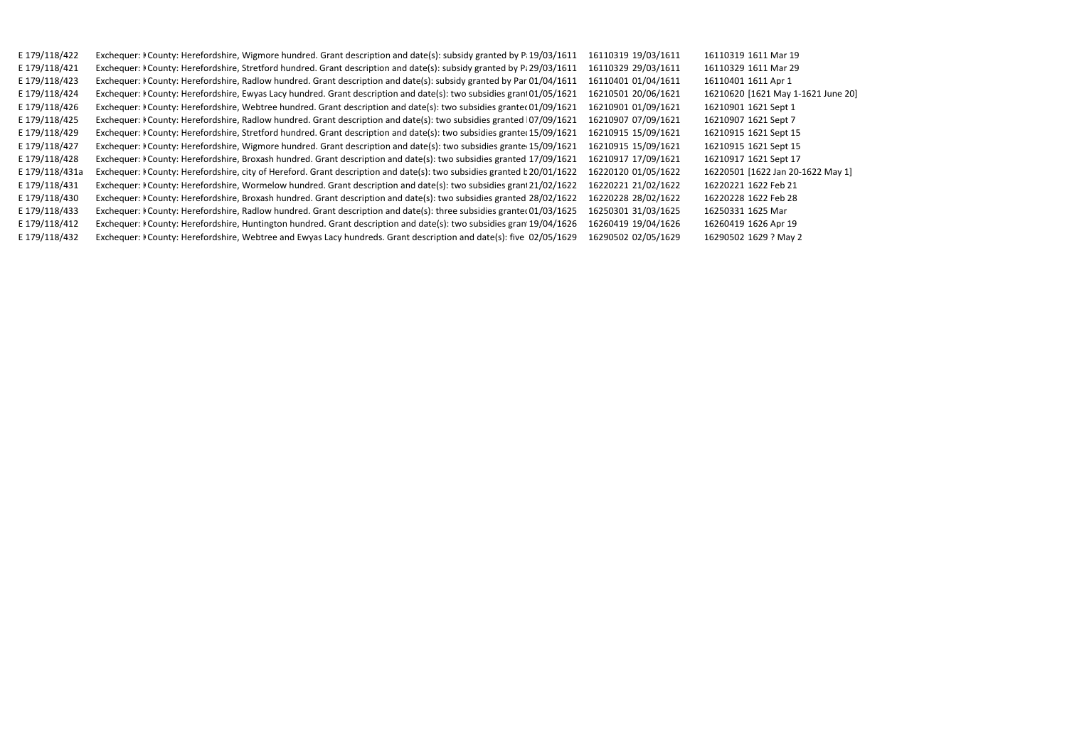| | | | | | |
|---|---|---|---|---|---|
| E 179/118/422 | Exchequer: KCounty: Herefordshire, Wigmore hundred. Grant description and date(s): subsidy granted by P:19/03/1611 | 16110319 | 19/03/1611 | 16110319 | 1611 Mar 19 |
| E 179/118/421 | Exchequer: KCounty: Herefordshire, Stretford hundred. Grant description and date(s): subsidy granted by P:29/03/1611 | 16110329 | 29/03/1611 | 16110329 | 1611 Mar 29 |
| E 179/118/423 | Exchequer: KCounty: Herefordshire, Radlow hundred. Grant description and date(s): subsidy granted by Par 01/04/1611 | 16110401 | 01/04/1611 | 16110401 | 1611 Apr 1 |
| E 179/118/424 | Exchequer: KCounty: Herefordshire, Ewyas Lacy hundred. Grant description and date(s): two subsidies grant01/05/1621 | 16210501 | 20/06/1621 | 16210620 | [1621 May 1-1621 June 20] |
| E 179/118/426 | Exchequer: KCounty: Herefordshire, Webtree hundred. Grant description and date(s): two subsidies grante01/09/1621 | 16210901 | 01/09/1621 | 16210901 | 1621 Sept 1 |
| E 179/118/425 | Exchequer: KCounty: Herefordshire, Radlow hundred. Grant description and date(s): two subsidies granted 07/09/1621 | 16210907 | 07/09/1621 | 16210907 | 1621 Sept 7 |
| E 179/118/429 | Exchequer: KCounty: Herefordshire, Stretford hundred. Grant description and date(s): two subsidies grante15/09/1621 | 16210915 | 15/09/1621 | 16210915 | 1621 Sept 15 |
| E 179/118/427 | Exchequer: KCounty: Herefordshire, Wigmore hundred. Grant description and date(s): two subsidies grante15/09/1621 | 16210915 | 15/09/1621 | 16210915 | 1621 Sept 15 |
| E 179/118/428 | Exchequer: KCounty: Herefordshire, Broxash hundred. Grant description and date(s): two subsidies granted 17/09/1621 | 16210917 | 17/09/1621 | 16210917 | 1621 Sept 17 |
| E 179/118/431a | Exchequer: KCounty: Herefordshire, city of Hereford. Grant description and date(s): two subsidies granted b20/01/1622 | 16220120 | 01/05/1622 | 16220501 | [1622 Jan 20-1622 May 1] |
| E 179/118/431 | Exchequer: KCounty: Herefordshire, Wormelow hundred. Grant description and date(s): two subsidies grant21/02/1622 | 16220221 | 21/02/1622 | 16220221 | 1622 Feb 21 |
| E 179/118/430 | Exchequer: KCounty: Herefordshire, Broxash hundred. Grant description and date(s): two subsidies granted 28/02/1622 | 16220228 | 28/02/1622 | 16220228 | 1622 Feb 28 |
| E 179/118/433 | Exchequer: KCounty: Herefordshire, Radlow hundred. Grant description and date(s): three subsidies grante01/03/1625 | 16250301 | 31/03/1625 | 16250331 | 1625 Mar |
| E 179/118/412 | Exchequer: KCounty: Herefordshire, Huntington hundred. Grant description and date(s): two subsidies gran19/04/1626 | 16260419 | 19/04/1626 | 16260419 | 1626 Apr 19 |
| E 179/118/432 | Exchequer: KCounty: Herefordshire, Webtree and Ewyas Lacy hundreds. Grant description and date(s): five 02/05/1629 | 16290502 | 02/05/1629 | 16290502 | 1629 ? May 2 |